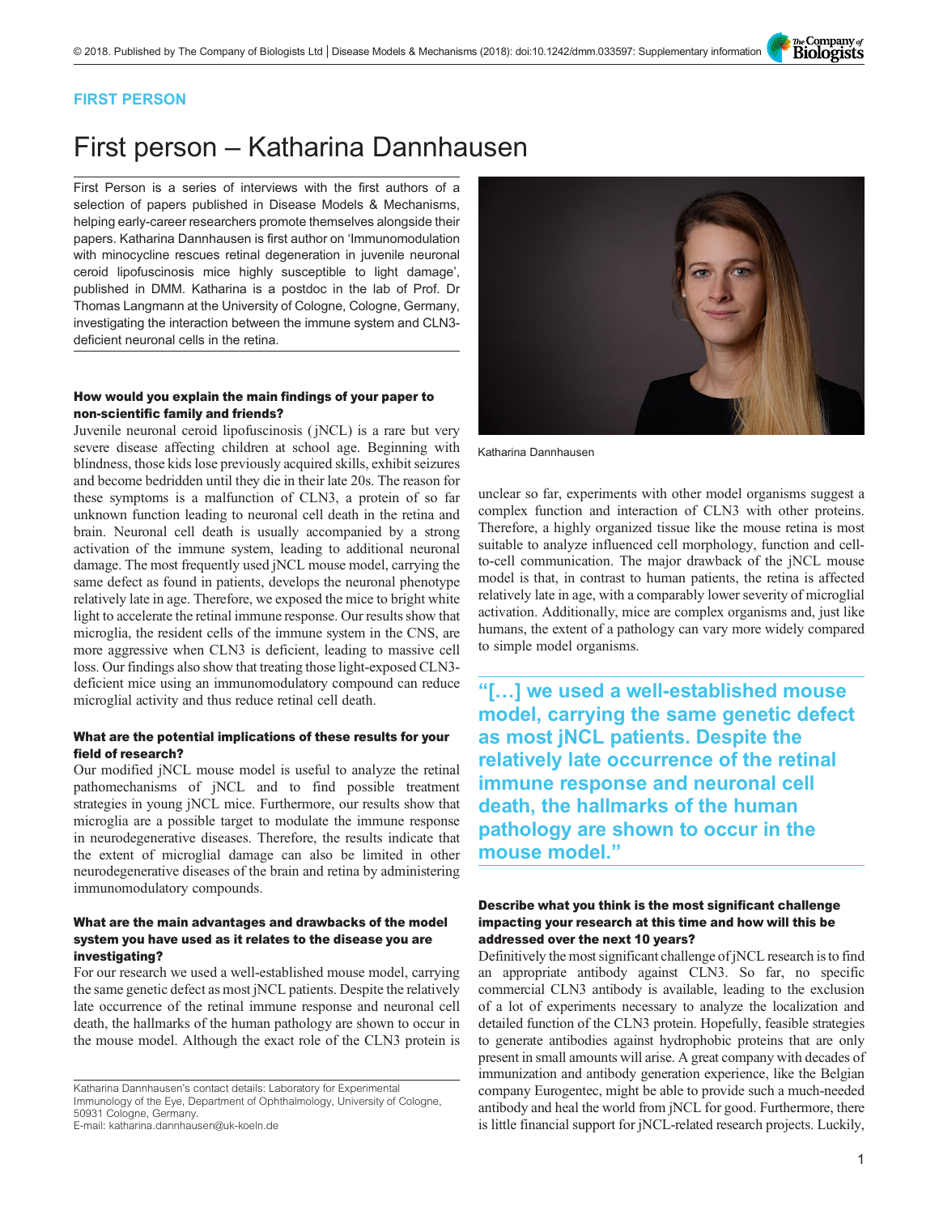FIRST PERSON

# First person – Katharina Dannhausen

First Person is a series of interviews with the first authors of a selection of papers published in Disease Models & Mechanisms, helping early-career researchers promote themselves alongside their papers. Katharina Dannhausen is first author on 'Immunomodulation with minocycline rescues retinal degeneration in juvenile neuronal ceroid lipofuscinosis mice highly susceptible to light damage', published in DMM. Katharina is a postdoc in the lab of Prof. Dr Thomas Langmann at the University of Cologne, Cologne, Germany, investigating the interaction between the immune system and CLN3-deficient neuronal cells in the retina.

Katharina Dannhausen

### How would you explain the main findings of your paper to non-scientific family and friends?

Juvenile neuronal ceroid lipofuscinosis (jNCL) is a rare but very severe disease affecting children at school age. Beginning with blindness, those kids lose previously acquired skills, exhibit seizures and become bedridden until they die in their late 20s. The reason for these symptoms is a malfunction of CLN3, a protein of so far unknown function leading to neuronal cell death in the retina and brain. Neuronal cell death is usually accompanied by a strong activation of the immune system, leading to additional neuronal damage. The most frequently used jNCL mouse model, carrying the same defect as found in patients, develops the neuronal phenotype relatively late in age. Therefore, we exposed the mice to bright white light to accelerate the retinal immune response. Our results show that microglia, the resident cells of the immune system in the CNS, are more aggressive when CLN3 is deficient, leading to massive cell loss. Our findings also show that treating those light-exposed CLN3-deficient mice using an immunomodulatory compound can reduce microglial activity and thus reduce retinal cell death.

### What are the potential implications of these results for your field of research?

Our modified jNCL mouse model is useful to analyze the retinal pathomechanisms of jNCL and to find possible treatment strategies in young jNCL mice. Furthermore, our results show that microglia are a possible target to modulate the immune response in neurodegenerative diseases. Therefore, the results indicate that the extent of microglial damage can also be limited in other neurodegenerative diseases of the brain and retina by administering immunomodulatory compounds.

### What are the main advantages and drawbacks of the model system you have used as it relates to the disease you are investigating?

For our research we used a well-established mouse model, carrying the same genetic defect as most jNCL patients. Despite the relatively late occurrence of the retinal immune response and neuronal cell death, the hallmarks of the human pathology are shown to occur in the mouse model. Although the exact role of the CLN3 protein is unclear so far, experiments with other model organisms suggest a complex function and interaction of CLN3 with other proteins. Therefore, a highly organized tissue like the mouse retina is most suitable to analyze influenced cell morphology, function and cell-to-cell communication. The major drawback of the jNCL mouse model is that, in contrast to human patients, the retina is affected relatively late in age, with a comparably lower severity of microglial activation. Additionally, mice are complex organisms and, just like humans, the extent of a pathology can vary more widely compared to simple model organisms.

> "[…] we used a well-established mouse model, carrying the same genetic defect as most jNCL patients. Despite the relatively late occurrence of the retinal immune response and neuronal cell death, the hallmarks of the human pathology are shown to occur in the mouse model."

### Describe what you think is the most significant challenge impacting your research at this time and how will this be addressed over the next 10 years?

Definitively the most significant challenge of jNCL research is to find an appropriate antibody against CLN3. So far, no specific commercial CLN3 antibody is available, leading to the exclusion of a lot of experiments necessary to analyze the localization and detailed function of the CLN3 protein. Hopefully, feasible strategies to generate antibodies against hydrophobic proteins that are only present in small amounts will arise. A great company with decades of immunization and antibody generation experience, like the Belgian company Eurogentec, might be able to provide such a much-needed antibody and heal the world from jNCL for good. Furthermore, there is little financial support for jNCL-related research projects. Luckily,

Katharina Dannhausen's contact details: Laboratory for Experimental Immunology of the Eye, Department of Ophthalmology, University of Cologne, 50931 Cologne, Germany.
E-mail: katharina.dannhausen@uk-koeln.de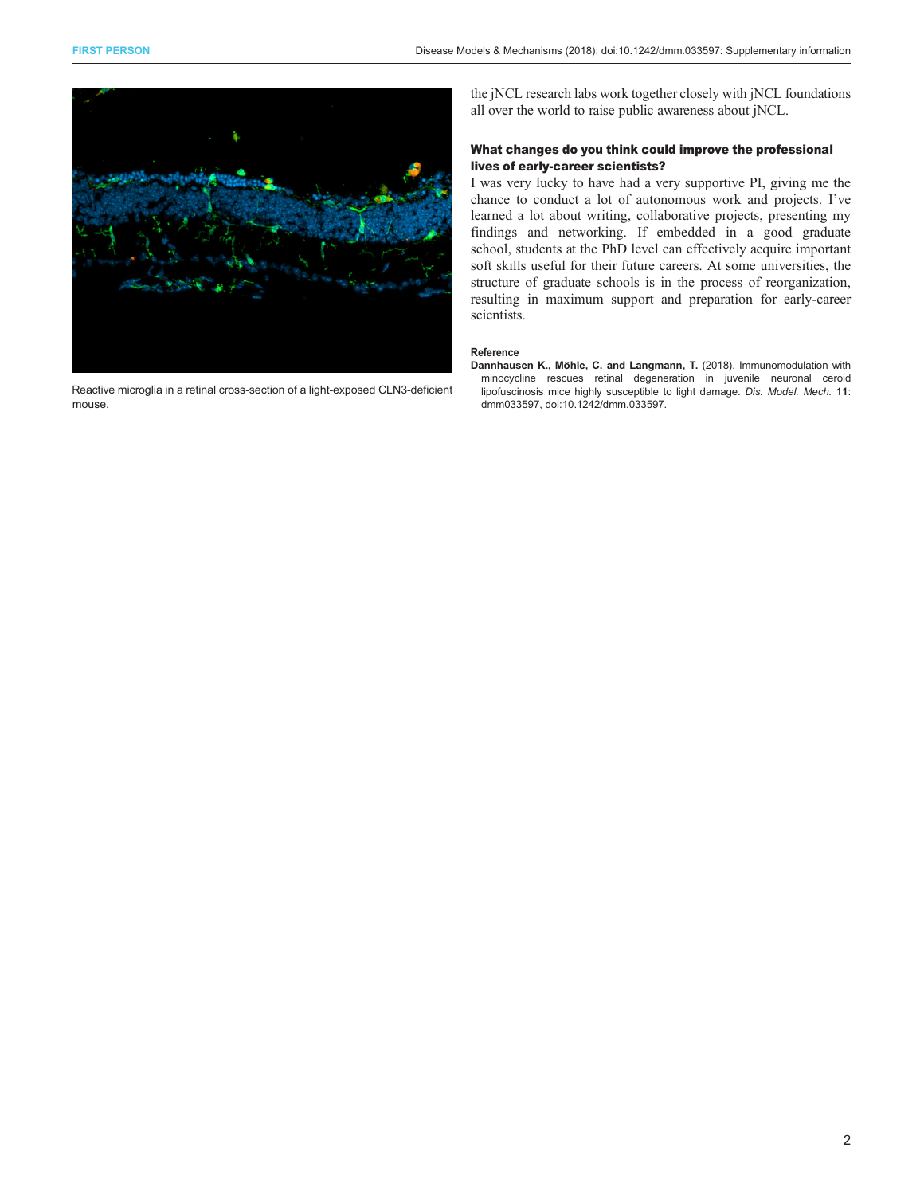Reactive microglia in a retinal cross-section of a light-exposed CLN3-deficient mouse.

the jNCL research labs work together closely with jNCL foundations all over the world to raise public awareness about jNCL.

### What changes do you think could improve the professional lives of early-career scientists?

I was very lucky to have had a very supportive PI, giving me the chance to conduct a lot of autonomous work and projects. I've learned a lot about writing, collaborative projects, presenting my findings and networking. If embedded in a good graduate school, students at the PhD level can effectively acquire important soft skills useful for their future careers. At some universities, the structure of graduate schools is in the process of reorganization, resulting in maximum support and preparation for early-career scientists.

#### Reference

**Dannhausen K., Möhle, C. and Langmann, T.** (2018). Immunomodulation with minocycline rescues retinal degeneration in juvenile neuronal ceroid lipofuscinosis mice highly susceptible to light damage. *Dis. Model. Mech.* **11**: dmm033597, doi:10.1242/dmm.033597.